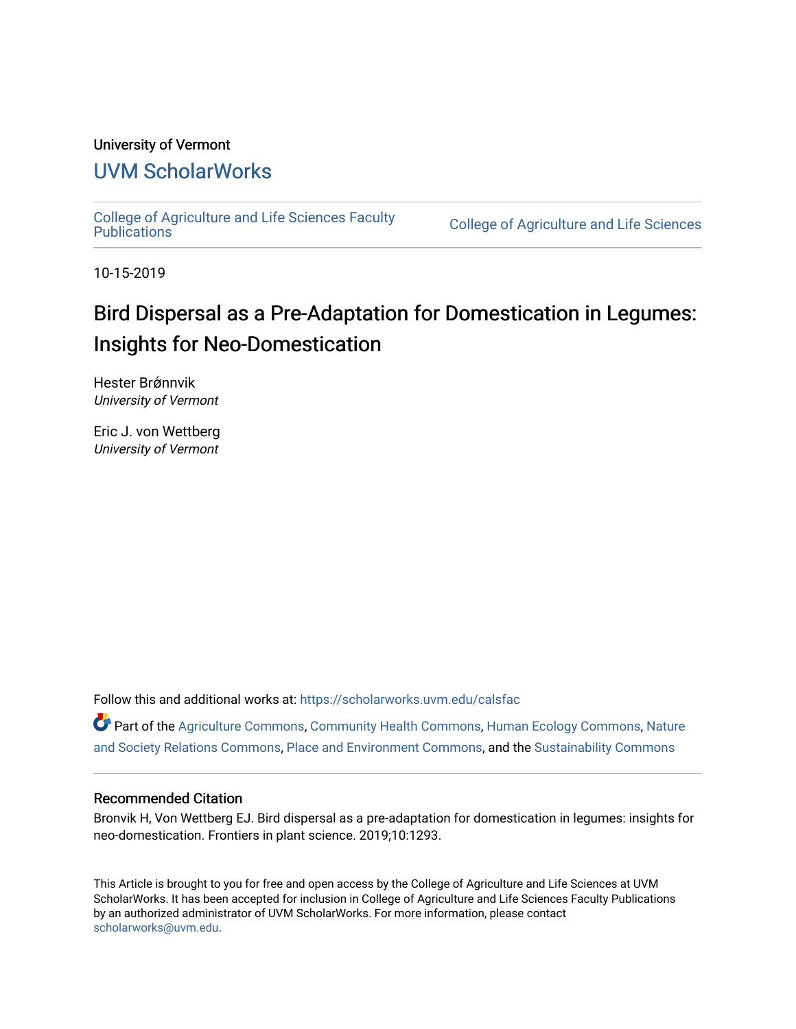University of Vermont

# UVM ScholarWorks

College of Agriculture and Life Sciences Faculty Publications | College of Agriculture and Life Sciences

10-15-2019

# Bird Dispersal as a Pre-Adaptation for Domestication in Legumes: Insights for Neo-Domestication

Hester Brǿnnvik
*University of Vermont*

Eric J. von Wettberg
*University of Vermont*

Follow this and additional works at: https://scholarworks.uvm.edu/calsfac

Part of the Agriculture Commons, Community Health Commons, Human Ecology Commons, Nature and Society Relations Commons, Place and Environment Commons, and the Sustainability Commons

## Recommended Citation

Bronvik H, Von Wettberg EJ. Bird dispersal as a pre-adaptation for domestication in legumes: insights for neo-domestication. Frontiers in plant science. 2019;10:1293.

This Article is brought to you for free and open access by the College of Agriculture and Life Sciences at UVM ScholarWorks. It has been accepted for inclusion in College of Agriculture and Life Sciences Faculty Publications by an authorized administrator of UVM ScholarWorks. For more information, please contact scholarworks@uvm.edu.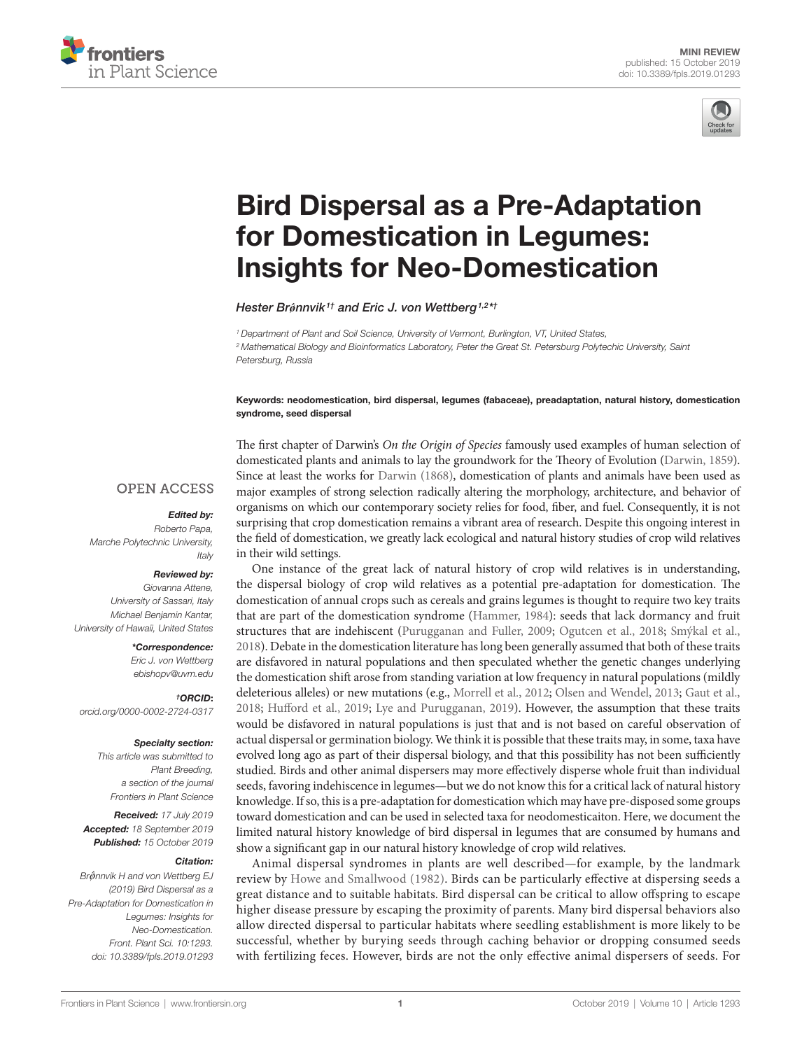# Bird Dispersal as a Pre-Adaptation for Domestication in Legumes: Insights for Neo-Domestication

*Hester Brǿnnvik[1†] and Eric J. von Wettberg[1,2*†]*

[1] Department of Plant and Soil Science, University of Vermont, Burlington, VT, United States,
[2] Mathematical Biology and Bioinformatics Laboratory, Peter the Great St. Petersburg Polytechnic University, Saint Petersburg, Russia

**Keywords: neodomestication, bird dispersal, legumes (fabaceae), preadaptation, natural history, domestication syndrome, seed dispersal**

OPEN ACCESS

***Edited by:***
Roberto Papa,
Marche Polytechnic University,
Italy

***Reviewed by:***
Giovanna Attene,
University of Sassari, Italy
Michael Benjamin Kantar,
University of Hawaii, United States

***\*Correspondence:***
Eric J. von Wettberg
ebishopv@uvm.edu

***†ORCID:***
orcid.org/0000-0002-2724-0317

***Specialty section:***
This article was submitted to
Plant Breeding,
a section of the journal
Frontiers in Plant Science

***Received:*** 17 July 2019
***Accepted:*** 18 September 2019
***Published:*** 15 October 2019

***Citation:***
Brǿnnvik H and von Wettberg EJ
(2019) Bird Dispersal as a
Pre-Adaptation for Domestication in
Legumes: Insights for
Neo-Domestication.
Front. Plant Sci. 10:1293.
doi: 10.3389/fpls.2019.01293

The first chapter of Darwin's *On the Origin of Species* famously used examples of human selection of domesticated plants and animals to lay the groundwork for the Theory of Evolution (Darwin, 1859). Since at least the works for Darwin (1868), domestication of plants and animals have been used as major examples of strong selection radically altering the morphology, architecture, and behavior of organisms on which our contemporary society relies for food, fiber, and fuel. Consequently, it is not surprising that crop domestication remains a vibrant area of research. Despite this ongoing interest in the field of domestication, we greatly lack ecological and natural history studies of crop wild relatives in their wild settings.

One instance of the great lack of natural history of crop wild relatives is in understanding, the dispersal biology of crop wild relatives as a potential pre-adaptation for domestication. The domestication of annual crops such as cereals and grains legumes is thought to require two key traits that are part of the domestication syndrome (Hammer, 1984): seeds that lack dormancy and fruit structures that are indehiscent (Purugganan and Fuller, 2009; Ogutcen et al., 2018; Smýkal et al., 2018). Debate in the domestication literature has long been generally assumed that both of these traits are disfavored in natural populations and then speculated whether the genetic changes underlying the domestication shift arose from standing variation at low frequency in natural populations (mildly deleterious alleles) or new mutations (e.g., Morrell et al., 2012; Olsen and Wendel, 2013; Gaut et al., 2018; Hufford et al., 2019; Lye and Purugganan, 2019). However, the assumption that these traits would be disfavored in natural populations is just that and is not based on careful observation of actual dispersal or germination biology. We think it is possible that these traits may, in some, taxa have evolved long ago as part of their dispersal biology, and that this possibility has not been sufficiently studied. Birds and other animal dispersers may more effectively disperse whole fruit than individual seeds, favoring indehiscence in legumes—but we do not know this for a critical lack of natural history knowledge. If so, this is a pre-adaptation for domestication which may have pre-disposed some groups toward domestication and can be used in selected taxa for neodomesticaiton. Here, we document the limited natural history knowledge of bird dispersal in legumes that are consumed by humans and show a significant gap in our natural history knowledge of crop wild relatives.

Animal dispersal syndromes in plants are well described—for example, by the landmark review by Howe and Smallwood (1982). Birds can be particularly effective at dispersing seeds a great distance and to suitable habitats. Bird dispersal can be critical to allow offspring to escape higher disease pressure by escaping the proximity of parents. Many bird dispersal behaviors also allow directed dispersal to particular habitats where seedling establishment is more likely to be successful, whether by burying seeds through caching behavior or dropping consumed seeds with fertilizing feces. However, birds are not the only effective animal dispersers of seeds. For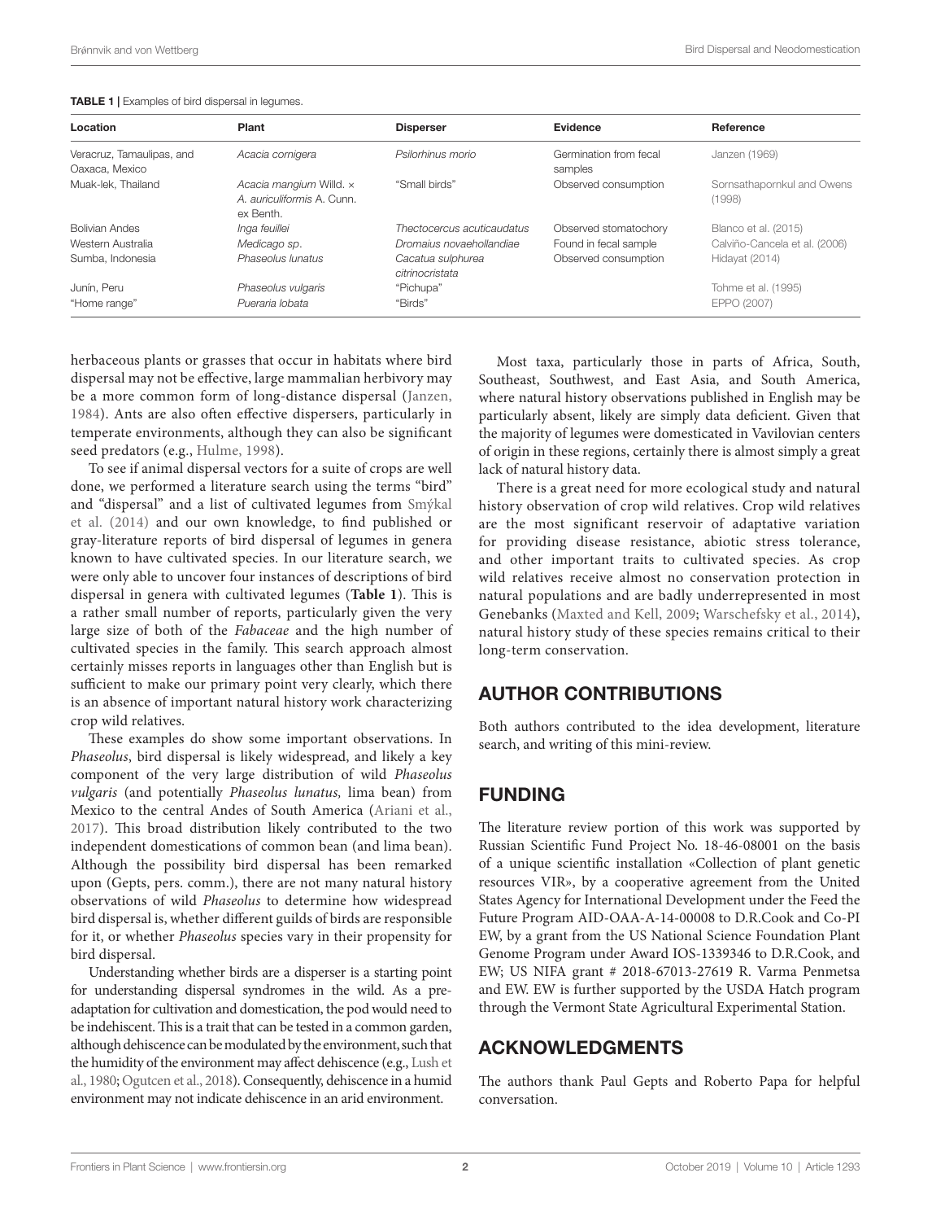**TABLE 1 |** Examples of bird dispersal in legumes.

| Location | Plant | Disperser | Evidence | Reference |
|---|---|---|---|---|
| Veracruz, Tamaulipas, and Oaxaca, Mexico | *Acacia cornigera* | *Psilorhinus morio* | Germination from fecal samples | Janzen (1969) |
| Muak-lek, Thailand | *Acacia mangium* Willd. × *A. auriculiformis* A. Cunn. ex Benth. | "Small birds" | Observed consumption | Sornsathapornkul and Owens (1998) |
| Bolivian Andes | *Inga feuillei* | *Thectocercus acuticaudatus* | Observed stomatochory | Blanco et al. (2015) |
| Western Australia | *Medicago* sp. | *Dromaius novaehollandiae* | Found in fecal sample | Calviño-Cancela et al. (2006) |
| Sumba, Indonesia | *Phaseolus lunatus* | *Cacatua sulphurea citrinocristata* | Observed consumption | Hidayat (2014) |
| Junín, Peru | *Phaseolus vulgaris* | "Pichupa" | | Tohme et al. (1995) |
| "Home range" | *Pueraria lobata* | "Birds" | | EPPO (2007) |

herbaceous plants or grasses that occur in habitats where bird dispersal may not be effective, large mammalian herbivory may be a more common form of long-distance dispersal (Janzen, 1984). Ants are also often effective dispersers, particularly in temperate environments, although they can also be significant seed predators (e.g., Hulme, 1998).

To see if animal dispersal vectors for a suite of crops are well done, we performed a literature search using the terms "bird" and "dispersal" and a list of cultivated legumes from Smýkal et al. (2014) and our own knowledge, to find published or gray-literature reports of bird dispersal of legumes in genera known to have cultivated species. In our literature search, we were only able to uncover four instances of descriptions of bird dispersal in genera with cultivated legumes (**Table 1**). This is a rather small number of reports, particularly given the very large size of both of the *Fabaceae* and the high number of cultivated species in the family. This search approach almost certainly misses reports in languages other than English but is sufficient to make our primary point very clearly, which there is an absence of important natural history work characterizing crop wild relatives.

These examples do show some important observations. In *Phaseolus*, bird dispersal is likely widespread, and likely a key component of the very large distribution of wild *Phaseolus vulgaris* (and potentially *Phaseolus lunatus,* lima bean) from Mexico to the central Andes of South America (Ariani et al., 2017). This broad distribution likely contributed to the two independent domestications of common bean (and lima bean). Although the possibility bird dispersal has been remarked upon (Gepts, pers. comm.), there are not many natural history observations of wild *Phaseolus* to determine how widespread bird dispersal is, whether different guilds of birds are responsible for it, or whether *Phaseolus* species vary in their propensity for bird dispersal.

Understanding whether birds are a disperser is a starting point for understanding dispersal syndromes in the wild. As a pre-adaptation for cultivation and domestication, the pod would need to be indehiscent. This is a trait that can be tested in a common garden, although dehiscence can be modulated by the environment, such that the humidity of the environment may affect dehiscence (e.g., Lush et al., 1980; Ogutcen et al., 2018). Consequently, dehiscence in a humid environment may not indicate dehiscence in an arid environment.

Most taxa, particularly those in parts of Africa, South, Southeast, Southwest, and East Asia, and South America, where natural history observations published in English may be particularly absent, likely are simply data deficient. Given that the majority of legumes were domesticated in Vavilovian centers of origin in these regions, certainly there is almost simply a great lack of natural history data.

There is a great need for more ecological study and natural history observation of crop wild relatives. Crop wild relatives are the most significant reservoir of adaptative variation for providing disease resistance, abiotic stress tolerance, and other important traits to cultivated species. As crop wild relatives receive almost no conservation protection in natural populations and are badly underrepresented in most Genebanks (Maxted and Kell, 2009; Warschefsky et al., 2014), natural history study of these species remains critical to their long-term conservation.

## AUTHOR CONTRIBUTIONS

Both authors contributed to the idea development, literature search, and writing of this mini-review.

## FUNDING

The literature review portion of this work was supported by Russian Scientific Fund Project No. 18-46-08001 on the basis of a unique scientific installation «Collection of plant genetic resources VIR», by a cooperative agreement from the United States Agency for International Development under the Feed the Future Program AID-OAA-A-14-00008 to D.R.Cook and Co-PI EW, by a grant from the US National Science Foundation Plant Genome Program under Award IOS-1339346 to D.R.Cook, and EW; US NIFA grant # 2018-67013-27619 R. Varma Penmetsa and EW. EW is further supported by the USDA Hatch program through the Vermont State Agricultural Experimental Station.

## ACKNOWLEDGMENTS

The authors thank Paul Gepts and Roberto Papa for helpful conversation.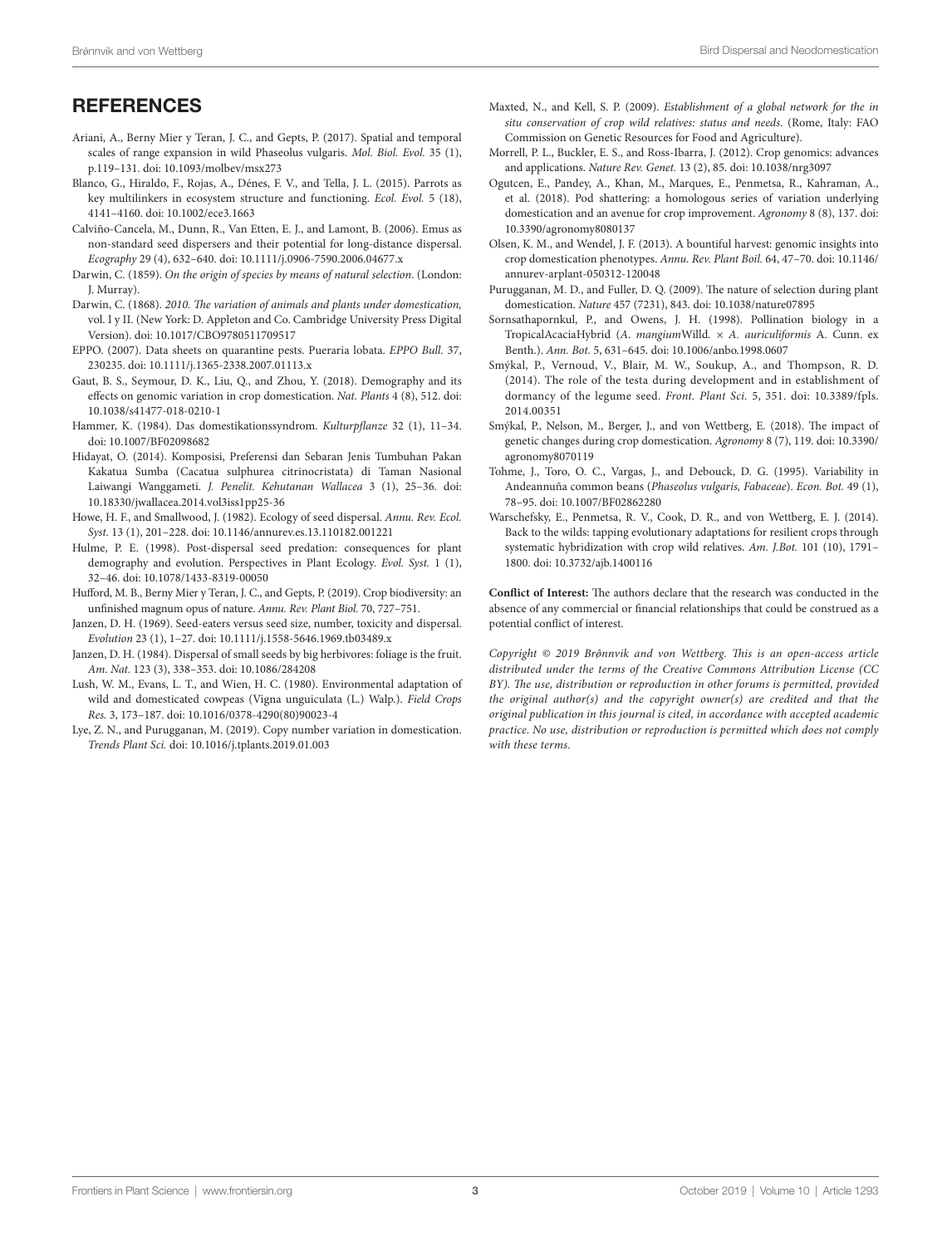## REFERENCES

Ariani, A., Berny Mier y Teran, J. C., and Gepts, P. (2017). Spatial and temporal scales of range expansion in wild Phaseolus vulgaris. *Mol. Biol. Evol.* 35 (1), p.119–131. doi: 10.1093/molbev/msx273

Blanco, G., Hiraldo, F., Rojas, A., Dénes, F. V., and Tella, J. L. (2015). Parrots as key multilinkers in ecosystem structure and functioning. *Ecol. Evol.* 5 (18), 4141–4160. doi: 10.1002/ece3.1663

Calviño-Cancela, M., Dunn, R., Van Etten, E. J., and Lamont, B. (2006). Emus as non-standard seed dispersers and their potential for long-distance dispersal. *Ecography* 29 (4), 632–640. doi: 10.1111/j.0906-7590.2006.04677.x

Darwin, C. (1859). *On the origin of species by means of natural selection*. (London: J. Murray).

Darwin, C. (1868). *2010. The variation of animals and plants under domestication,* vol. I y II. (New York: D. Appleton and Co. Cambridge University Press Digital Version). doi: 10.1017/CBO9780511709517

EPPO. (2007). Data sheets on quarantine pests. Pueraria lobata. *EPPO Bull.* 37, 230235. doi: 10.1111/j.1365-2338.2007.01113.x

Gaut, B. S., Seymour, D. K., Liu, Q., and Zhou, Y. (2018). Demography and its effects on genomic variation in crop domestication. *Nat. Plants* 4 (8), 512. doi: 10.1038/s41477-018-0210-1

Hammer, K. (1984). Das domestikationssyndrom. *Kulturpflanze* 32 (1), 11–34. doi: 10.1007/BF02098682

Hidayat, O. (2014). Komposisi, Preferensi dan Sebaran Jenis Tumbuhan Pakan Kakatua Sumba (Cacatua sulphurea citrinocristata) di Taman Nasional Laiwangi Wanggameti. *J. Penelit. Kehutanan Wallacea* 3 (1), 25–36. doi: 10.18330/jwallacea.2014.vol3iss1pp25-36

Howe, H. F., and Smallwood, J. (1982). Ecology of seed dispersal. *Annu. Rev. Ecol. Syst.* 13 (1), 201–228. doi: 10.1146/annurev.es.13.110182.001221

Hulme, P. E. (1998). Post-dispersal seed predation: consequences for plant demography and evolution. Perspectives in Plant Ecology. *Evol. Syst.* 1 (1), 32–46. doi: 10.1078/1433-8319-00050

Hufford, M. B., Berny Mier y Teran, J. C., and Gepts, P. (2019). Crop biodiversity: an unfinished magnum opus of nature. *Annu. Rev. Plant Biol.* 70, 727–751.

Janzen, D. H. (1969). Seed-eaters versus seed size, number, toxicity and dispersal. *Evolution* 23 (1), 1–27. doi: 10.1111/j.1558-5646.1969.tb03489.x

Janzen, D. H. (1984). Dispersal of small seeds by big herbivores: foliage is the fruit. *Am. Nat.* 123 (3), 338–353. doi: 10.1086/284208

Lush, W. M., Evans, L. T., and Wien, H. C. (1980). Environmental adaptation of wild and domesticated cowpeas (Vigna unguiculata (L.) Walp.). *Field Crops Res.* 3, 173–187. doi: 10.1016/0378-4290(80)90023-4

Lye, Z. N., and Purugganan, M. (2019). Copy number variation in domestication. *Trends Plant Sci.* doi: 10.1016/j.tplants.2019.01.003

Maxted, N., and Kell, S. P. (2009). *Establishment of a global network for the in situ conservation of crop wild relatives: status and needs.* (Rome, Italy: FAO Commission on Genetic Resources for Food and Agriculture).

Morrell, P. L., Buckler, E. S., and Ross-Ibarra, J. (2012). Crop genomics: advances and applications. *Nature Rev. Genet.* 13 (2), 85. doi: 10.1038/nrg3097

Ogutcen, E., Pandey, A., Khan, M., Marques, E., Penmetsa, R., Kahraman, A., et al. (2018). Pod shattering: a homologous series of variation underlying domestication and an avenue for crop improvement. *Agronomy* 8 (8), 137. doi: 10.3390/agronomy8080137

Olsen, K. M., and Wendel, J. F. (2013). A bountiful harvest: genomic insights into crop domestication phenotypes. *Annu. Rev. Plant Boil.* 64, 47–70. doi: 10.1146/annurev-arplant-050312-120048

Purugganan, M. D., and Fuller, D. Q. (2009). The nature of selection during plant domestication. *Nature* 457 (7231), 843. doi: 10.1038/nature07895

Sornsathapornkul, P., and Owens, J. H. (1998). Pollination biology in a TropicalAcaciaHybrid (*A. mangium*Willd. × *A. auriculiformis* A. Cunn. ex Benth.). *Ann. Bot.* 5, 631–645. doi: 10.1006/anbo.1998.0607

Smýkal, P., Vernoud, V., Blair, M. W., Soukup, A., and Thompson, R. D. (2014). The role of the testa during development and in establishment of dormancy of the legume seed. *Front. Plant Sci.* 5, 351. doi: 10.3389/fpls.2014.00351

Smýkal, P., Nelson, M., Berger, J., and von Wettberg, E. (2018). The impact of genetic changes during crop domestication. *Agronomy* 8 (7), 119. doi: 10.3390/agronomy8070119

Tohme, J., Toro, O. C., Vargas, J., and Debouck, D. G. (1995). Variability in Andeannuña common beans (*Phaseolus vulgaris, Fabaceae*). *Econ. Bot.* 49 (1), 78–95. doi: 10.1007/BF02862280

Warschefsky, E., Penmetsa, R. V., Cook, D. R., and von Wettberg, E. J. (2014). Back to the wilds: tapping evolutionary adaptations for resilient crops through systematic hybridization with crop wild relatives. *Am. J.Bot.* 101 (10), 1791–1800. doi: 10.3732/ajb.1400116

**Conflict of Interest:** The authors declare that the research was conducted in the absence of any commercial or financial relationships that could be construed as a potential conflict of interest.

*Copyright © 2019 Brønnvik and von Wettberg. This is an open-access article distributed under the terms of the Creative Commons Attribution License (CC BY). The use, distribution or reproduction in other forums is permitted, provided the original author(s) and the copyright owner(s) are credited and that the original publication in this journal is cited, in accordance with accepted academic practice. No use, distribution or reproduction is permitted which does not comply with these terms.*